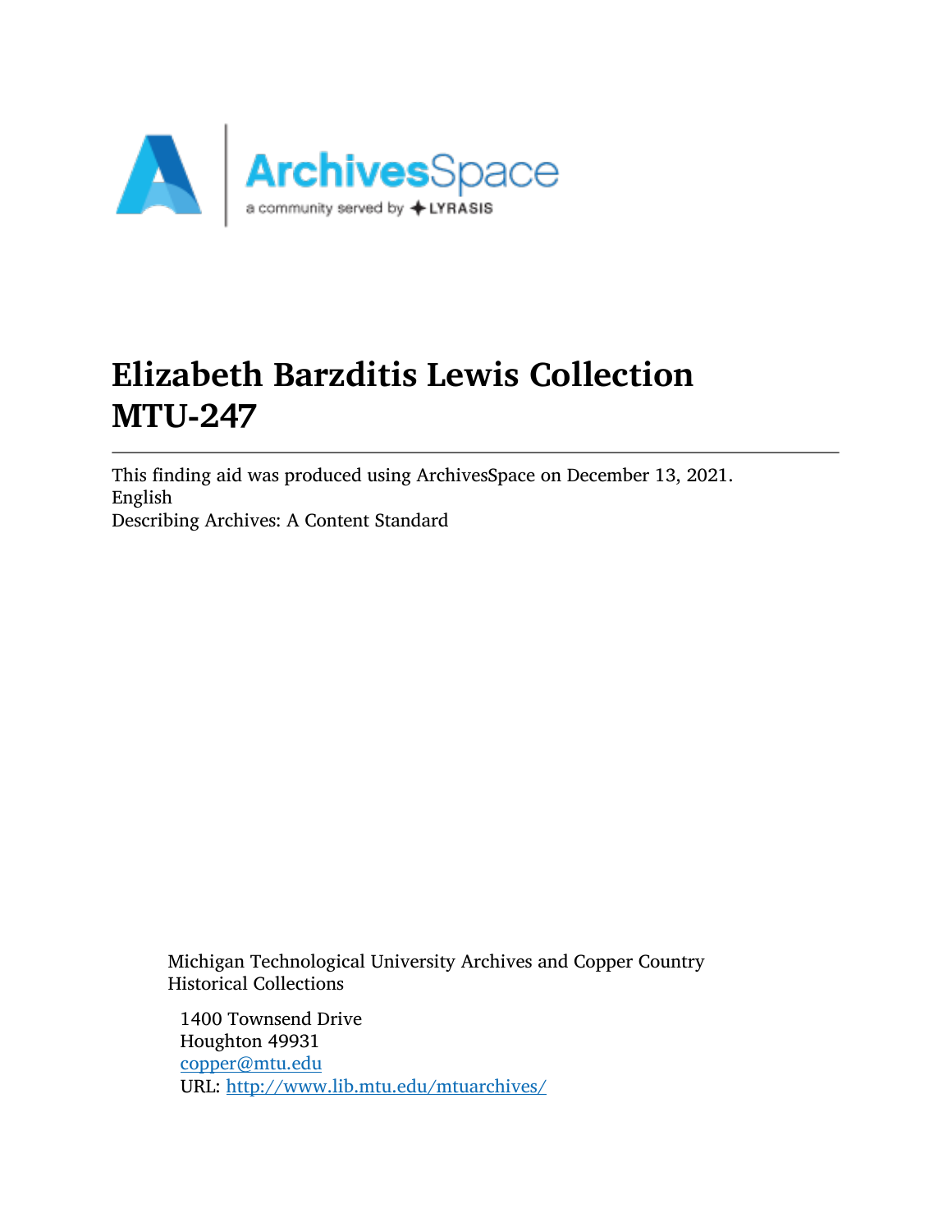# Elizabeth Barzditis Lewis Collection MTU-247

This finding aid was produced using ArchivesSpace on December 13, 2021.
English
Describing Archives: A Content Standard

Michigan Technological University Archives and Copper Country Historical Collections

1400 Townsend Drive
Houghton 49931
copper@mtu.edu
URL: http://www.lib.mtu.edu/mtuarchives/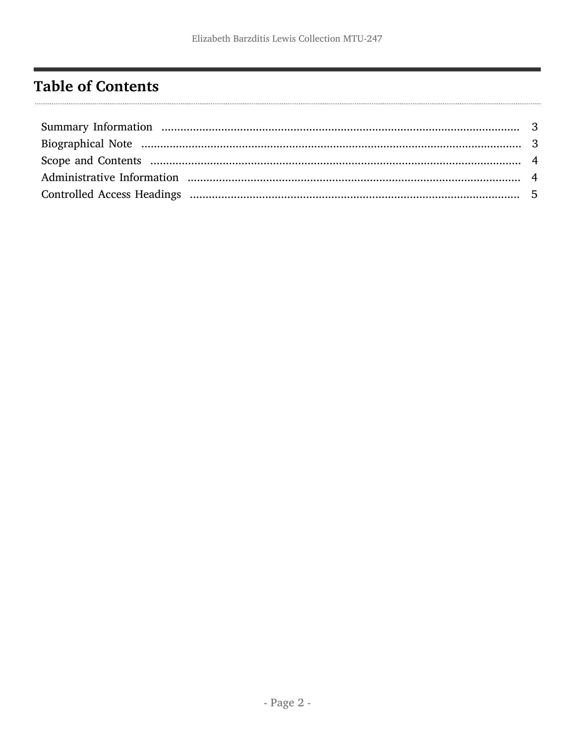## Table of Contents

Summary Information ........................................................ 3
Biographical Note ........................................................ 3
Scope and Contents ........................................................ 4
Administrative Information ........................................................ 4
Controlled Access Headings ........................................................ 5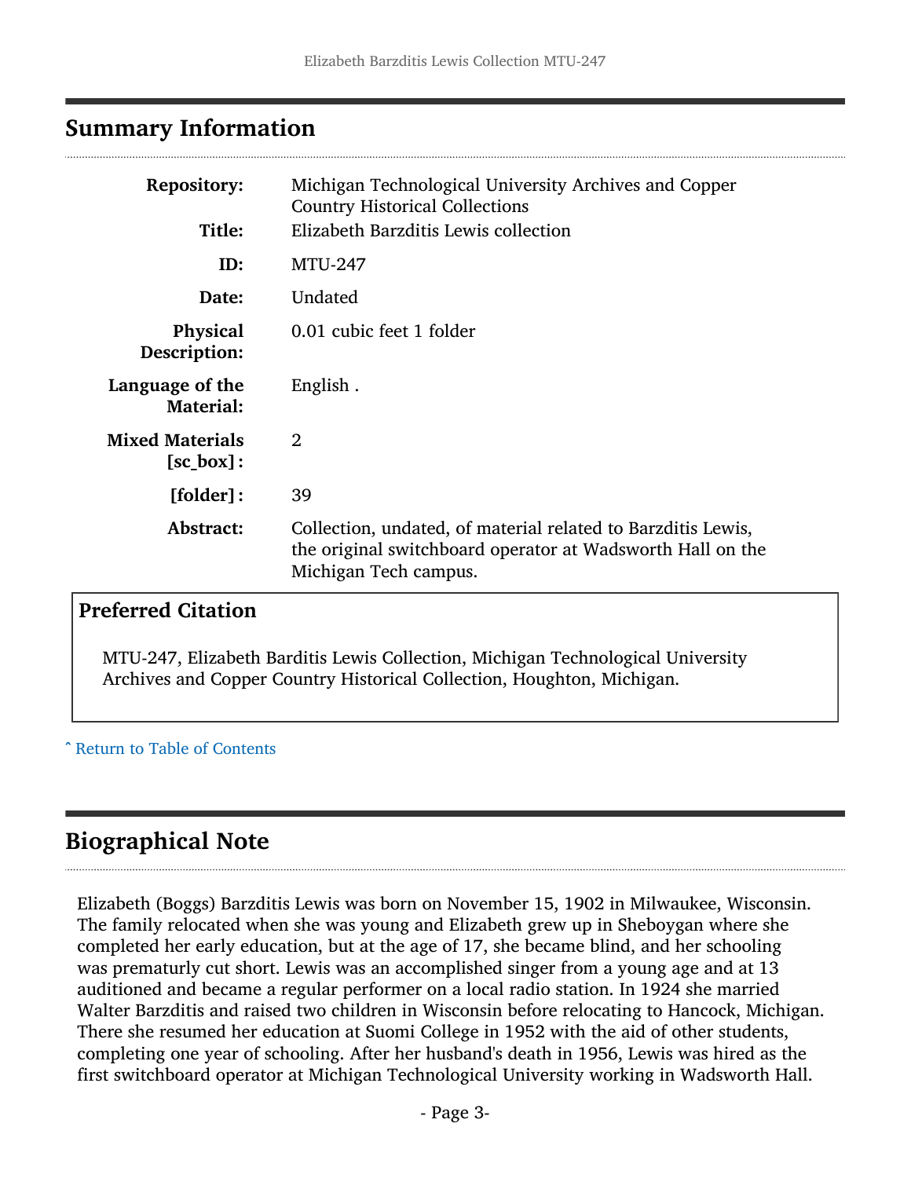## Summary Information

| | |
|---|---|
| **Repository:** | Michigan Technological University Archives and Copper Country Historical Collections |
| **Title:** | Elizabeth Barzditis Lewis collection |
| **ID:** | MTU-247 |
| **Date:** | Undated |
| **Physical Description:** | 0.01 cubic feet 1 folder |
| **Language of the Material:** | English . |
| **Mixed Materials [sc_box] :** | 2 |
| **[folder] :** | 39 |
| **Abstract:** | Collection, undated, of material related to Barzditis Lewis, the original switchboard operator at Wadsworth Hall on the Michigan Tech campus. |

### Preferred Citation

MTU-247, Elizabeth Barditis Lewis Collection, Michigan Technological University Archives and Copper Country Historical Collection, Houghton, Michigan.

ˆ Return to Table of Contents

## Biographical Note

Elizabeth (Boggs) Barzditis Lewis was born on November 15, 1902 in Milwaukee, Wisconsin. The family relocated when she was young and Elizabeth grew up in Sheboygan where she completed her early education, but at the age of 17, she became blind, and her schooling was prematurly cut short. Lewis was an accomplished singer from a young age and at 13 auditioned and became a regular performer on a local radio station. In 1924 she married Walter Barzditis and raised two children in Wisconsin before relocating to Hancock, Michigan. There she resumed her education at Suomi College in 1952 with the aid of other students, completing one year of schooling. After her husband's death in 1956, Lewis was hired as the first switchboard operator at Michigan Technological University working in Wadsworth Hall.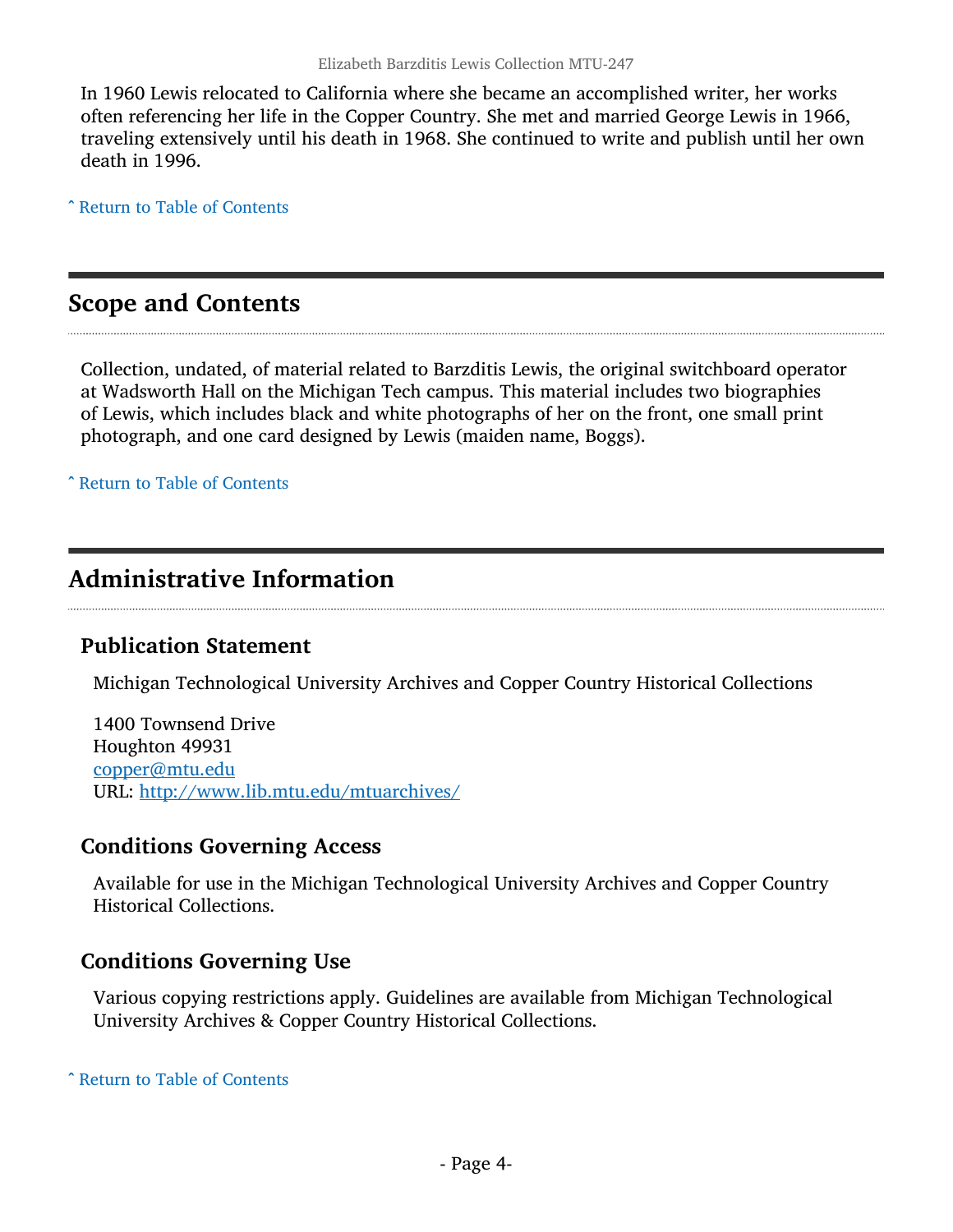In 1960 Lewis relocated to California where she became an accomplished writer, her works often referencing her life in the Copper Country. She met and married George Lewis in 1966, traveling extensively until his death in 1968. She continued to write and publish until her own death in 1996.

ˆ Return to Table of Contents

## Scope and Contents

Collection, undated, of material related to Barzditis Lewis, the original switchboard operator at Wadsworth Hall on the Michigan Tech campus. This material includes two biographies of Lewis, which includes black and white photographs of her on the front, one small print photograph, and one card designed by Lewis (maiden name, Boggs).

ˆ Return to Table of Contents

## Administrative Information

### Publication Statement

Michigan Technological University Archives and Copper Country Historical Collections

1400 Townsend Drive
Houghton 49931
copper@mtu.edu
URL: http://www.lib.mtu.edu/mtuarchives/

### Conditions Governing Access

Available for use in the Michigan Technological University Archives and Copper Country Historical Collections.

### Conditions Governing Use

Various copying restrictions apply. Guidelines are available from Michigan Technological University Archives & Copper Country Historical Collections.

ˆ Return to Table of Contents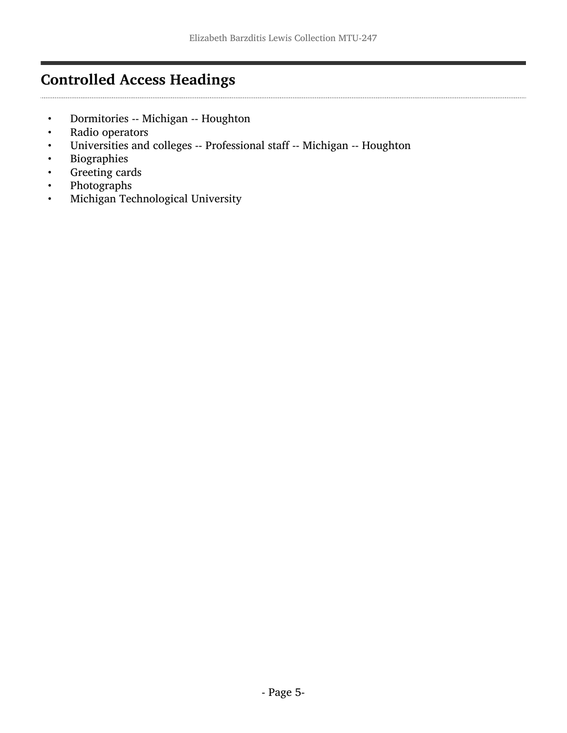## Controlled Access Headings

- Dormitories -- Michigan -- Houghton
- Radio operators
- Universities and colleges -- Professional staff -- Michigan -- Houghton
- Biographies
- Greeting cards
- Photographs
- Michigan Technological University